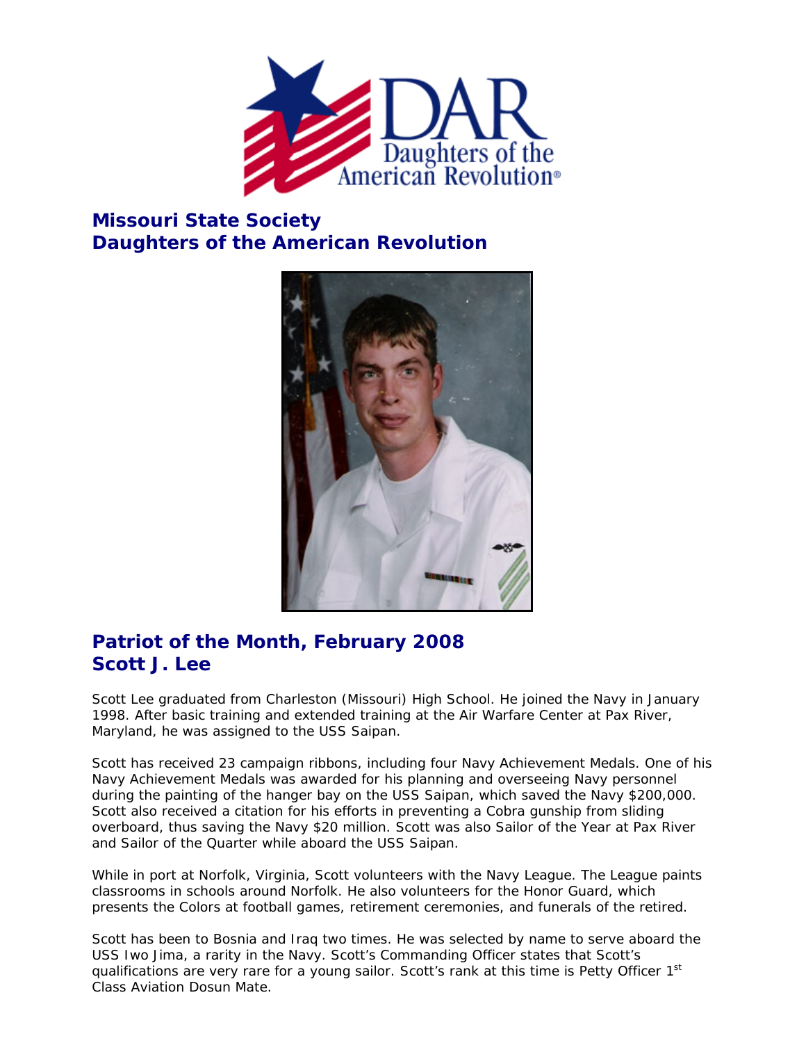## Missouri State Society
## Daughters of the American Revolution

## Patriot of the Month, February 2008
## Scott J. Lee

Scott Lee graduated from Charleston (Missouri) High School. He joined the Navy in January 1998. After basic training and extended training at the Air Warfare Center at Pax River, Maryland, he was assigned to the USS Saipan.

Scott has received 23 campaign ribbons, including four Navy Achievement Medals. One of his Navy Achievement Medals was awarded for his planning and overseeing Navy personnel during the painting of the hanger bay on the USS Saipan, which saved the Navy $200,000. Scott also received a citation for his efforts in preventing a Cobra gunship from sliding overboard, thus saving the Navy $20 million. Scott was also Sailor of the Year at Pax River and Sailor of the Quarter while aboard the USS Saipan.

While in port at Norfolk, Virginia, Scott volunteers with the Navy League. The League paints classrooms in schools around Norfolk. He also volunteers for the Honor Guard, which presents the Colors at football games, retirement ceremonies, and funerals of the retired.

Scott has been to Bosnia and Iraq two times. He was selected by name to serve aboard the USS Iwo Jima, a rarity in the Navy. Scott's Commanding Officer states that Scott's qualifications are very rare for a young sailor. Scott's rank at this time is Petty Officer 1st Class Aviation Dosun Mate.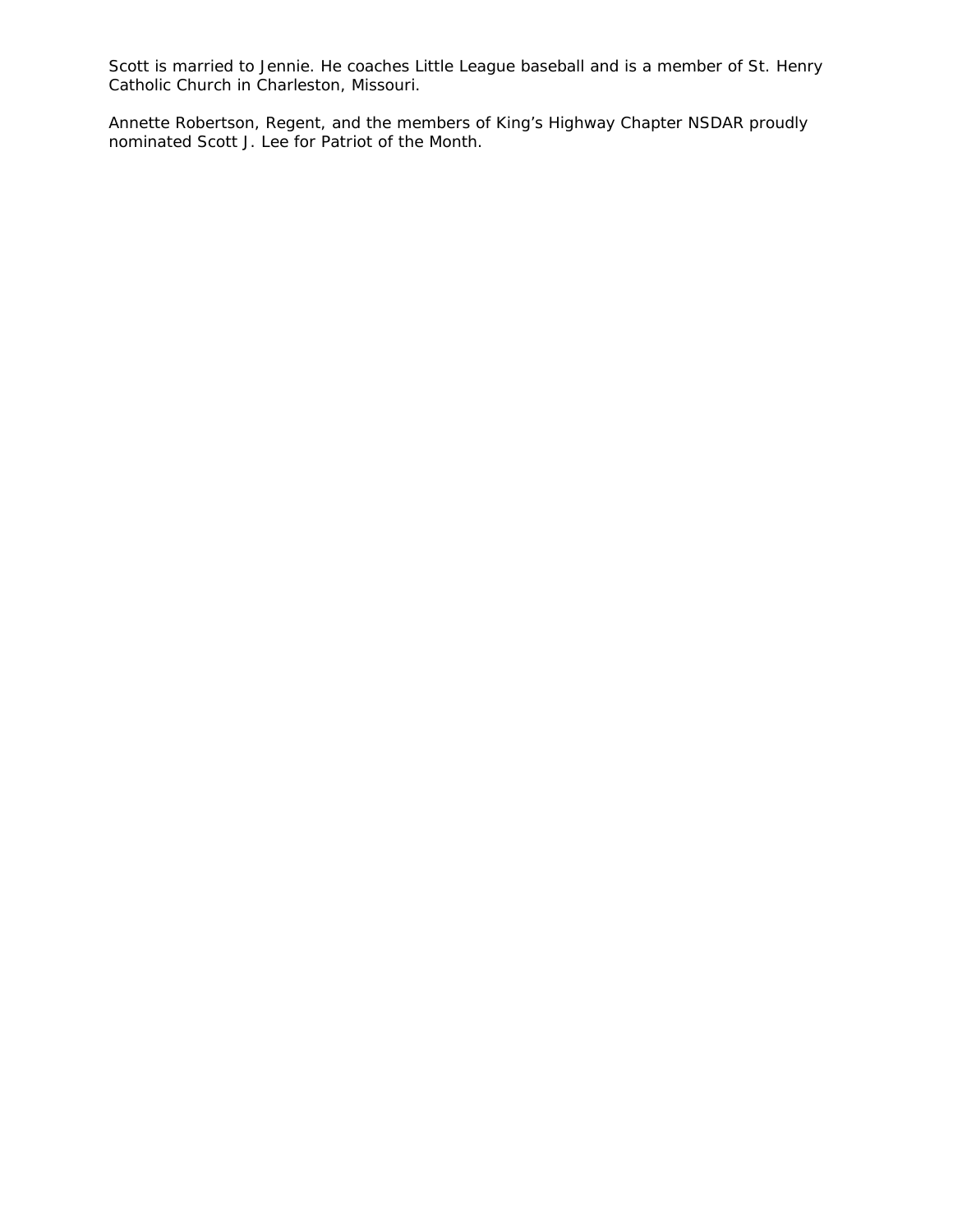Scott is married to Jennie. He coaches Little League baseball and is a member of St. Henry Catholic Church in Charleston, Missouri.

Annette Robertson, Regent, and the members of King's Highway Chapter NSDAR proudly nominated Scott J. Lee for Patriot of the Month.